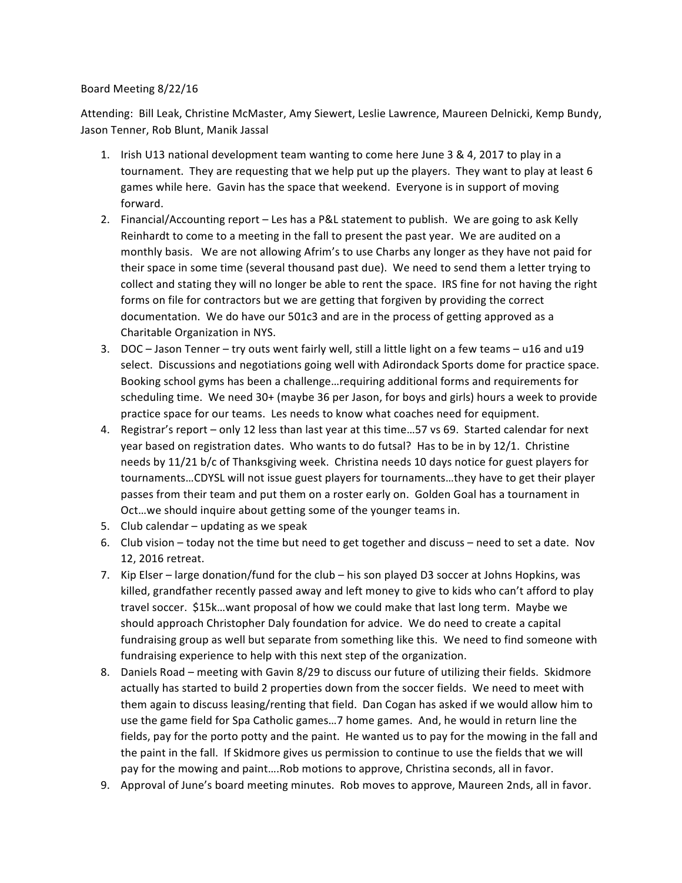Board Meeting 8/22/16

Attending: Bill Leak, Christine McMaster, Amy Siewert, Leslie Lawrence, Maureen Delnicki, Kemp Bundy, Jason Tenner, Rob Blunt, Manik Jassal

1. Irish U13 national development team wanting to come here June 3 & 4, 2017 to play in a tournament. They are requesting that we help put up the players. They want to play at least 6 games while here. Gavin has the space that weekend. Everyone is in support of moving forward.
2. Financial/Accounting report – Les has a P&L statement to publish. We are going to ask Kelly Reinhardt to come to a meeting in the fall to present the past year. We are audited on a monthly basis. We are not allowing Afrim's to use Charbs any longer as they have not paid for their space in some time (several thousand past due). We need to send them a letter trying to collect and stating they will no longer be able to rent the space. IRS fine for not having the right forms on file for contractors but we are getting that forgiven by providing the correct documentation. We do have our 501c3 and are in the process of getting approved as a Charitable Organization in NYS.
3. DOC – Jason Tenner – try outs went fairly well, still a little light on a few teams – u16 and u19 select. Discussions and negotiations going well with Adirondack Sports dome for practice space. Booking school gyms has been a challenge…requiring additional forms and requirements for scheduling time. We need 30+ (maybe 36 per Jason, for boys and girls) hours a week to provide practice space for our teams. Les needs to know what coaches need for equipment.
4. Registrar's report – only 12 less than last year at this time…57 vs 69. Started calendar for next year based on registration dates. Who wants to do futsal? Has to be in by 12/1. Christine needs by 11/21 b/c of Thanksgiving week. Christina needs 10 days notice for guest players for tournaments…CDYSL will not issue guest players for tournaments…they have to get their player passes from their team and put them on a roster early on. Golden Goal has a tournament in Oct…we should inquire about getting some of the younger teams in.
5. Club calendar – updating as we speak
6. Club vision – today not the time but need to get together and discuss – need to set a date. Nov 12, 2016 retreat.
7. Kip Elser – large donation/fund for the club – his son played D3 soccer at Johns Hopkins, was killed, grandfather recently passed away and left money to give to kids who can't afford to play travel soccer. $15k…want proposal of how we could make that last long term. Maybe we should approach Christopher Daly foundation for advice. We do need to create a capital fundraising group as well but separate from something like this. We need to find someone with fundraising experience to help with this next step of the organization.
8. Daniels Road – meeting with Gavin 8/29 to discuss our future of utilizing their fields. Skidmore actually has started to build 2 properties down from the soccer fields. We need to meet with them again to discuss leasing/renting that field. Dan Cogan has asked if we would allow him to use the game field for Spa Catholic games…7 home games. And, he would in return line the fields, pay for the porto potty and the paint. He wanted us to pay for the mowing in the fall and the paint in the fall. If Skidmore gives us permission to continue to use the fields that we will pay for the mowing and paint….Rob motions to approve, Christina seconds, all in favor.
9. Approval of June's board meeting minutes. Rob moves to approve, Maureen 2nds, all in favor.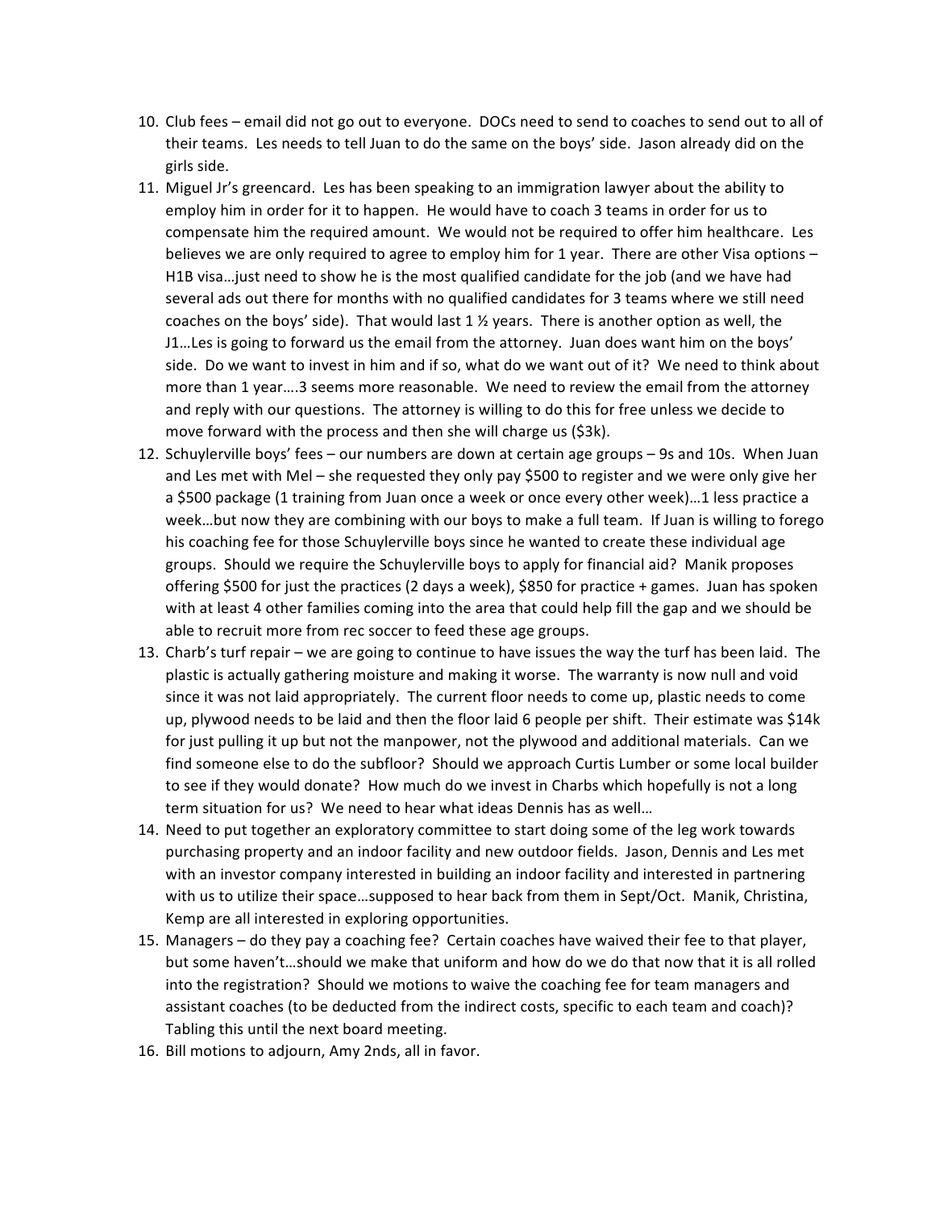10. Club fees – email did not go out to everyone. DOCs need to send to coaches to send out to all of their teams. Les needs to tell Juan to do the same on the boys' side. Jason already did on the girls side.
11. Miguel Jr's greencard. Les has been speaking to an immigration lawyer about the ability to employ him in order for it to happen. He would have to coach 3 teams in order for us to compensate him the required amount. We would not be required to offer him healthcare. Les believes we are only required to agree to employ him for 1 year. There are other Visa options – H1B visa…just need to show he is the most qualified candidate for the job (and we have had several ads out there for months with no qualified candidates for 3 teams where we still need coaches on the boys' side). That would last 1 ½ years. There is another option as well, the J1…Les is going to forward us the email from the attorney. Juan does want him on the boys' side. Do we want to invest in him and if so, what do we want out of it? We need to think about more than 1 year….3 seems more reasonable. We need to review the email from the attorney and reply with our questions. The attorney is willing to do this for free unless we decide to move forward with the process and then she will charge us ($3k).
12. Schuylerville boys' fees – our numbers are down at certain age groups – 9s and 10s. When Juan and Les met with Mel – she requested they only pay $500 to register and we were only give her a $500 package (1 training from Juan once a week or once every other week)…1 less practice a week…but now they are combining with our boys to make a full team. If Juan is willing to forego his coaching fee for those Schuylerville boys since he wanted to create these individual age groups. Should we require the Schuylerville boys to apply for financial aid? Manik proposes offering $500 for just the practices (2 days a week), $850 for practice + games. Juan has spoken with at least 4 other families coming into the area that could help fill the gap and we should be able to recruit more from rec soccer to feed these age groups.
13. Charb's turf repair – we are going to continue to have issues the way the turf has been laid. The plastic is actually gathering moisture and making it worse. The warranty is now null and void since it was not laid appropriately. The current floor needs to come up, plastic needs to come up, plywood needs to be laid and then the floor laid 6 people per shift. Their estimate was $14k for just pulling it up but not the manpower, not the plywood and additional materials. Can we find someone else to do the subfloor? Should we approach Curtis Lumber or some local builder to see if they would donate? How much do we invest in Charbs which hopefully is not a long term situation for us? We need to hear what ideas Dennis has as well…
14. Need to put together an exploratory committee to start doing some of the leg work towards purchasing property and an indoor facility and new outdoor fields. Jason, Dennis and Les met with an investor company interested in building an indoor facility and interested in partnering with us to utilize their space…supposed to hear back from them in Sept/Oct. Manik, Christina, Kemp are all interested in exploring opportunities.
15. Managers – do they pay a coaching fee? Certain coaches have waived their fee to that player, but some haven't…should we make that uniform and how do we do that now that it is all rolled into the registration? Should we motions to waive the coaching fee for team managers and assistant coaches (to be deducted from the indirect costs, specific to each team and coach)? Tabling this until the next board meeting.
16. Bill motions to adjourn, Amy 2nds, all in favor.